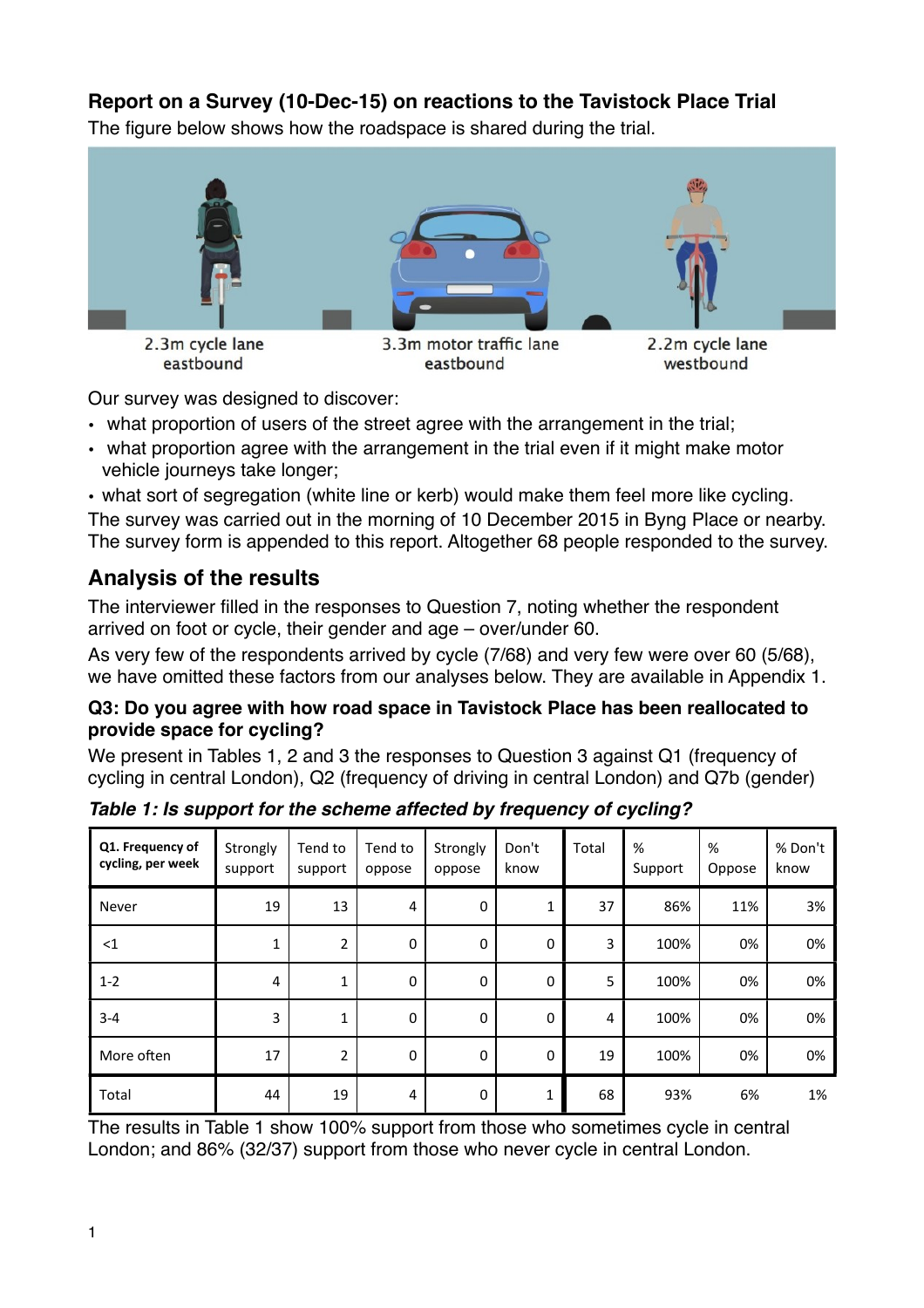## Report on a Survey (10-Dec-15) on reactions to the Tavistock Place Trial

The figure below shows how the roadspace is shared during the trial.

2.3m cycle lane eastbound

3.3m motor traffic lane eastbound

2.2m cycle lane westbound

Our survey was designed to discover:

- what proportion of users of the street agree with the arrangement in the trial;
- what proportion agree with the arrangement in the trial even if it might make motor vehicle journeys take longer;
- what sort of segregation (white line or kerb) would make them feel more like cycling.

The survey was carried out in the morning of 10 December 2015 in Byng Place or nearby. The survey form is appended to this report. Altogether 68 people responded to the survey.

## Analysis of the results

The interviewer filled in the responses to Question 7, noting whether the respondent arrived on foot or cycle, their gender and age – over/under 60.

As very few of the respondents arrived by cycle (7/68) and very few were over 60 (5/68), we have omitted these factors from our analyses below. They are available in Appendix 1.

### Q3: Do you agree with how road space in Tavistock Place has been reallocated to provide space for cycling?

We present in Tables 1, 2 and 3 the responses to Question 3 against Q1 (frequency of cycling in central London), Q2 (frequency of driving in central London) and Q7b (gender)

*Table 1: Is support for the scheme affected by frequency of cycling?*

| Q1. Frequency of cycling, per week | Strongly support | Tend to support | Tend to oppose | Strongly oppose | Don't know | Total | % Support | % Oppose | % Don't know |
|---|---|---|---|---|---|---|---|---|---|
| Never | 19 | 13 | 4 | 0 | 1 | 37 | 86% | 11% | 3% |
| <1 | 1 | 2 | 0 | 0 | 0 | 3 | 100% | 0% | 0% |
| 1-2 | 4 | 1 | 0 | 0 | 0 | 5 | 100% | 0% | 0% |
| 3-4 | 3 | 1 | 0 | 0 | 0 | 4 | 100% | 0% | 0% |
| More often | 17 | 2 | 0 | 0 | 0 | 19 | 100% | 0% | 0% |
| Total | 44 | 19 | 4 | 0 | 1 | 68 | 93% | 6% | 1% |

The results in Table 1 show 100% support from those who sometimes cycle in central London; and 86% (32/37) support from those who never cycle in central London.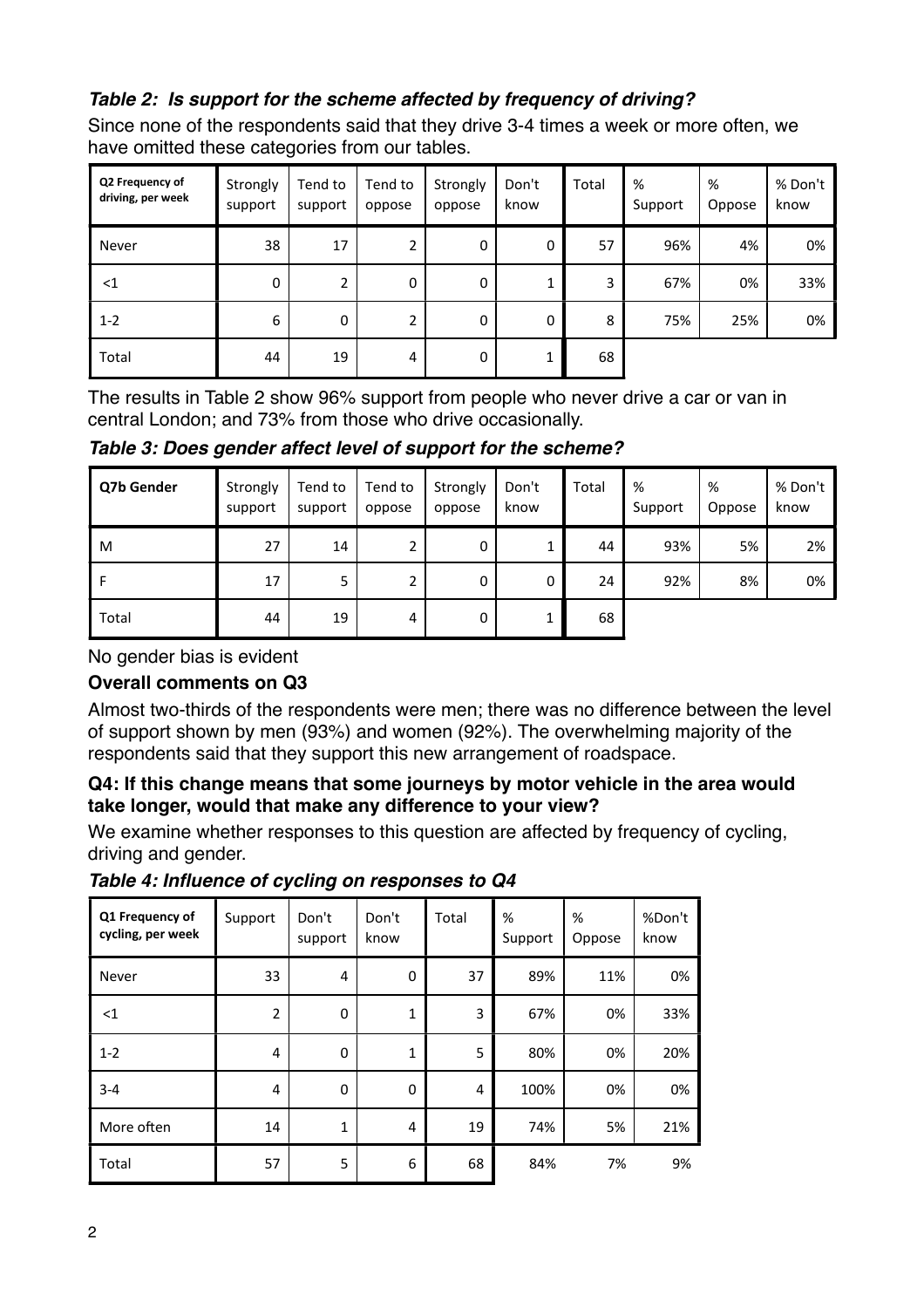***Table 2: Is support for the scheme affected by frequency of driving?***

Since none of the respondents said that they drive 3-4 times a week or more often, we have omitted these categories from our tables.

| Q2 Frequency of driving, per week | Strongly support | Tend to support | Tend to oppose | Strongly oppose | Don't know | Total | % Support | % Oppose | % Don't know |
|---|---|---|---|---|---|---|---|---|---|
| Never | 38 | 17 | 2 | 0 | 0 | 57 | 96% | 4% | 0% |
| <1 | 0 | 2 | 0 | 0 | 1 | 3 | 67% | 0% | 33% |
| 1-2 | 6 | 0 | 2 | 0 | 0 | 8 | 75% | 25% | 0% |
| Total | 44 | 19 | 4 | 0 | 1 | 68 | | | |

The results in Table 2 show 96% support from people who never drive a car or van in central London; and 73% from those who drive occasionally.

***Table 3: Does gender affect level of support for the scheme?***

| Q7b Gender | Strongly support | Tend to support | Tend to oppose | Strongly oppose | Don't know | Total | % Support | % Oppose | % Don't know |
|---|---|---|---|---|---|---|---|---|---|
| M | 27 | 14 | 2 | 0 | 1 | 44 | 93% | 5% | 2% |
| F | 17 | 5 | 2 | 0 | 0 | 24 | 92% | 8% | 0% |
| Total | 44 | 19 | 4 | 0 | 1 | 68 | | | |

No gender bias is evident

**Overall comments on Q3**

Almost two-thirds of the respondents were men; there was no difference between the level of support shown by men (93%) and women (92%). The overwhelming majority of the respondents said that they support this new arrangement of roadspace.

**Q4: If this change means that some journeys by motor vehicle in the area would take longer, would that make any difference to your view?**

We examine whether responses to this question are affected by frequency of cycling, driving and gender.

***Table 4: Influence of cycling on responses to Q4***

| Q1 Frequency of cycling, per week | Support | Don't support | Don't know | Total | % Support | % Oppose | %Don't know |
|---|---|---|---|---|---|---|---|
| Never | 33 | 4 | 0 | 37 | 89% | 11% | 0% |
| <1 | 2 | 0 | 1 | 3 | 67% | 0% | 33% |
| 1-2 | 4 | 0 | 1 | 5 | 80% | 0% | 20% |
| 3-4 | 4 | 0 | 0 | 4 | 100% | 0% | 0% |
| More often | 14 | 1 | 4 | 19 | 74% | 5% | 21% |
| Total | 57 | 5 | 6 | 68 | 84% | 7% | 9% |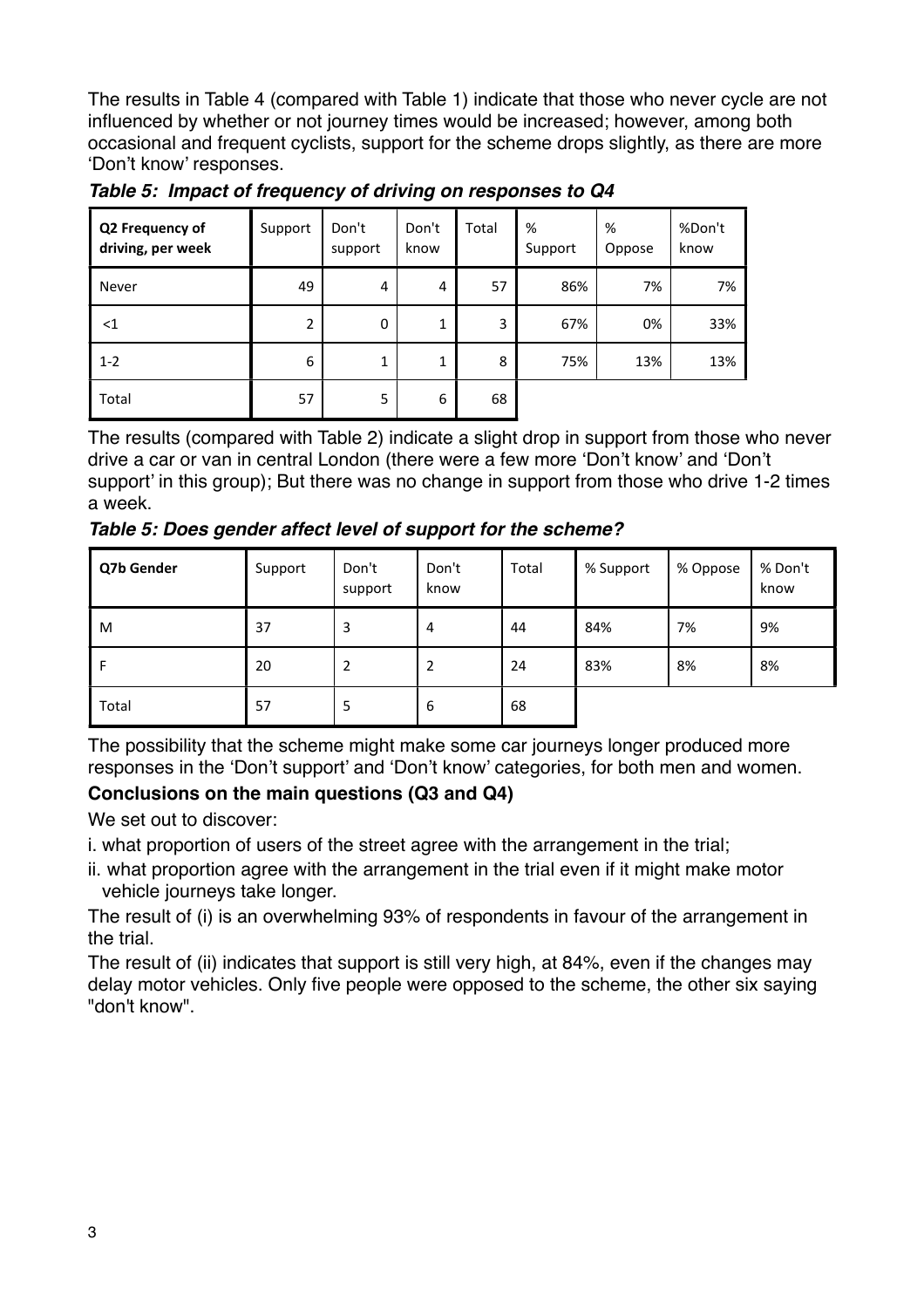The results in Table 4 (compared with Table 1) indicate that those who never cycle are not influenced by whether or not journey times would be increased; however, among both occasional and frequent cyclists, support for the scheme drops slightly, as there are more 'Don't know' responses.

***Table 5: Impact of frequency of driving on responses to Q4***

| Q2 Frequency of driving, per week | Support | Don't support | Don't know | Total | % Support | % Oppose | %Don't know |
|---|---|---|---|---|---|---|---|
| Never | 49 | 4 | 4 | 57 | 86% | 7% | 7% |
| <1 | 2 | 0 | 1 | 3 | 67% | 0% | 33% |
| 1-2 | 6 | 1 | 1 | 8 | 75% | 13% | 13% |
| Total | 57 | 5 | 6 | 68 | | | |

The results (compared with Table 2) indicate a slight drop in support from those who never drive a car or van in central London (there were a few more 'Don't know' and 'Don't support' in this group); But there was no change in support from those who drive 1-2 times a week.

***Table 5: Does gender affect level of support for the scheme?***

| Q7b Gender | Support | Don't support | Don't know | Total | % Support | % Oppose | % Don't know |
|---|---|---|---|---|---|---|---|
| M | 37 | 3 | 4 | 44 | 84% | 7% | 9% |
| F | 20 | 2 | 2 | 24 | 83% | 8% | 8% |
| Total | 57 | 5 | 6 | 68 | | | |

The possibility that the scheme might make some car journeys longer produced more responses in the 'Don't support' and 'Don't know' categories, for both men and women.

**Conclusions on the main questions (Q3 and Q4)**

We set out to discover:

i. what proportion of users of the street agree with the arrangement in the trial;

ii. what proportion agree with the arrangement in the trial even if it might make motor vehicle journeys take longer.

The result of (i) is an overwhelming 93% of respondents in favour of the arrangement in the trial.

The result of (ii) indicates that support is still very high, at 84%, even if the changes may delay motor vehicles. Only five people were opposed to the scheme, the other six saying "don't know".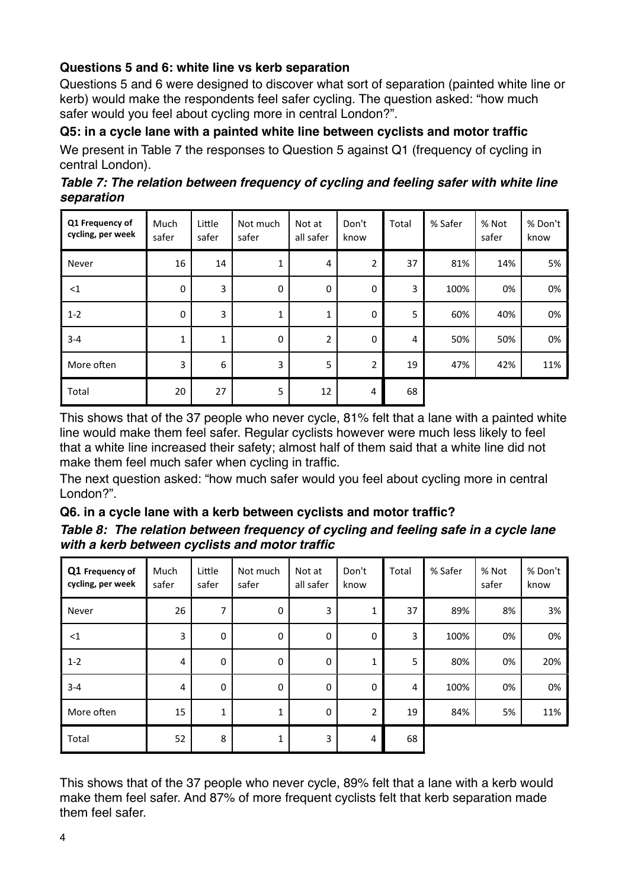### Questions 5 and 6: white line vs kerb separation

Questions 5 and 6 were designed to discover what sort of separation (painted white line or kerb) would make the respondents feel safer cycling. The question asked: "how much safer would you feel about cycling more in central London?".

### Q5: in a cycle lane with a painted white line between cyclists and motor traffic

We present in Table 7 the responses to Question 5 against Q1 (frequency of cycling in central London).

***Table 7: The relation between frequency of cycling and feeling safer with white line separation***

| Q1 Frequency of cycling, per week | Much safer | Little safer | Not much safer | Not at all safer | Don't know | Total | % Safer | % Not safer | % Don't know |
|---|---|---|---|---|---|---|---|---|---|
| Never | 16 | 14 | 1 | 4 | 2 | 37 | 81% | 14% | 5% |
| <1 | 0 | 3 | 0 | 0 | 0 | 3 | 100% | 0% | 0% |
| 1-2 | 0 | 3 | 1 | 1 | 0 | 5 | 60% | 40% | 0% |
| 3-4 | 1 | 1 | 0 | 2 | 0 | 4 | 50% | 50% | 0% |
| More often | 3 | 6 | 3 | 5 | 2 | 19 | 47% | 42% | 11% |
| Total | 20 | 27 | 5 | 12 | 4 | 68 | | | |

This shows that of the 37 people who never cycle, 81% felt that a lane with a painted white line would make them feel safer. Regular cyclists however were much less likely to feel that a white line increased their safety; almost half of them said that a white line did not make them feel much safer when cycling in traffic.

The next question asked: "how much safer would you feel about cycling more in central London?".

### Q6. in a cycle lane with a kerb between cyclists and motor traffic?

***Table 8: The relation between frequency of cycling and feeling safe in a cycle lane with a kerb between cyclists and motor traffic***

| Q1 Frequency of cycling, per week | Much safer | Little safer | Not much safer | Not at all safer | Don't know | Total | % Safer | % Not safer | % Don't know |
|---|---|---|---|---|---|---|---|---|---|
| Never | 26 | 7 | 0 | 3 | 1 | 37 | 89% | 8% | 3% |
| <1 | 3 | 0 | 0 | 0 | 0 | 3 | 100% | 0% | 0% |
| 1-2 | 4 | 0 | 0 | 0 | 1 | 5 | 80% | 0% | 20% |
| 3-4 | 4 | 0 | 0 | 0 | 0 | 4 | 100% | 0% | 0% |
| More often | 15 | 1 | 1 | 0 | 2 | 19 | 84% | 5% | 11% |
| Total | 52 | 8 | 1 | 3 | 4 | 68 | | | |

This shows that of the 37 people who never cycle, 89% felt that a lane with a kerb would make them feel safer. And 87% of more frequent cyclists felt that kerb separation made them feel safer.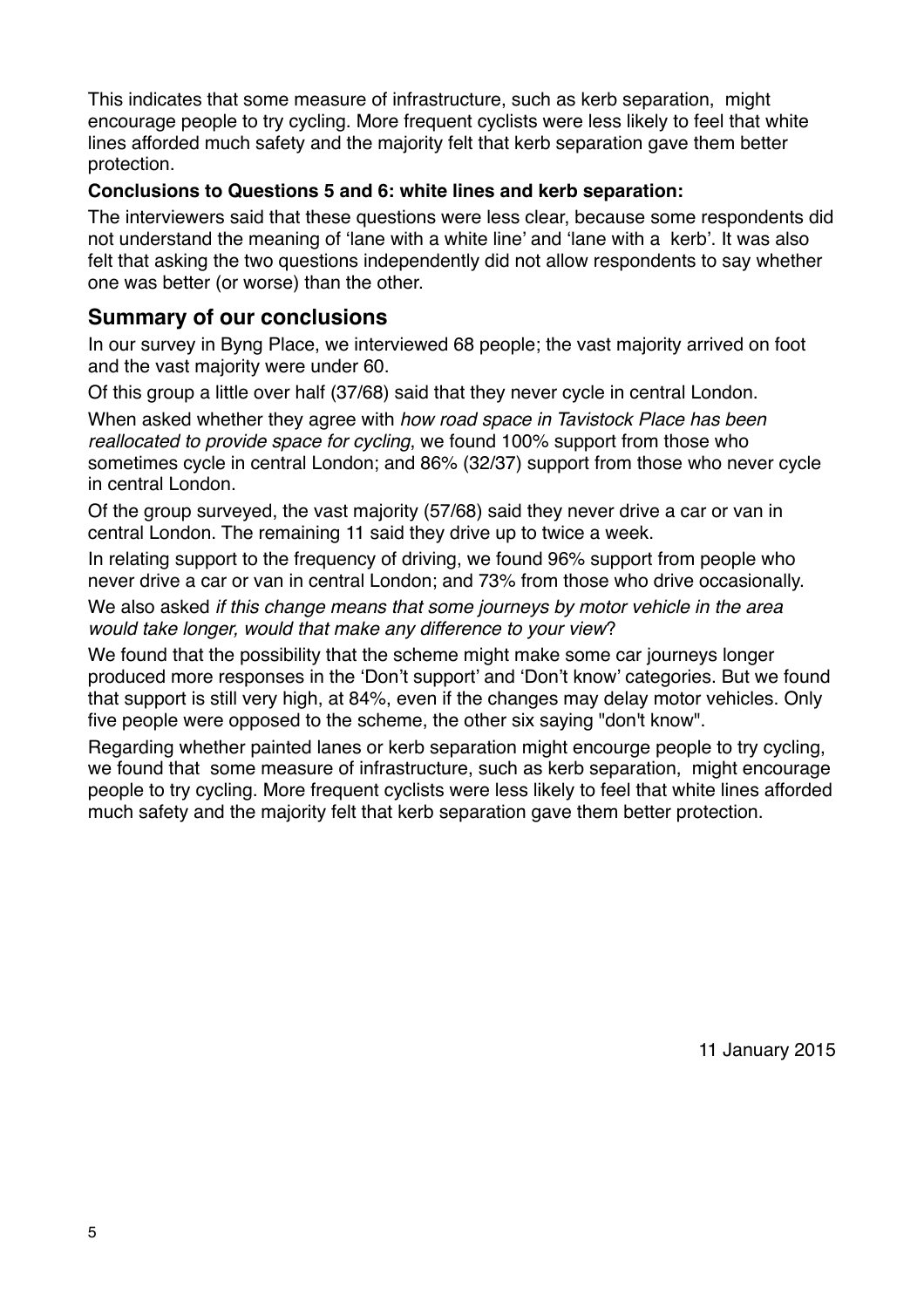This indicates that some measure of infrastructure, such as kerb separation, might encourage people to try cycling. More frequent cyclists were less likely to feel that white lines afforded much safety and the majority felt that kerb separation gave them better protection.

**Conclusions to Questions 5 and 6: white lines and kerb separation:**

The interviewers said that these questions were less clear, because some respondents did not understand the meaning of 'lane with a white line' and 'lane with a kerb'. It was also felt that asking the two questions independently did not allow respondents to say whether one was better (or worse) than the other.

## Summary of our conclusions

In our survey in Byng Place, we interviewed 68 people; the vast majority arrived on foot and the vast majority were under 60.

Of this group a little over half (37/68) said that they never cycle in central London.

When asked whether they agree with *how road space in Tavistock Place has been reallocated to provide space for cycling*, we found 100% support from those who sometimes cycle in central London; and 86% (32/37) support from those who never cycle in central London.

Of the group surveyed, the vast majority (57/68) said they never drive a car or van in central London. The remaining 11 said they drive up to twice a week.

In relating support to the frequency of driving, we found 96% support from people who never drive a car or van in central London; and 73% from those who drive occasionally.

We also asked *if this change means that some journeys by motor vehicle in the area would take longer, would that make any difference to your view*?

We found that the possibility that the scheme might make some car journeys longer produced more responses in the 'Don't support' and 'Don't know' categories. But we found that support is still very high, at 84%, even if the changes may delay motor vehicles. Only five people were opposed to the scheme, the other six saying "don't know".

Regarding whether painted lanes or kerb separation might encourge people to try cycling, we found that some measure of infrastructure, such as kerb separation, might encourage people to try cycling. More frequent cyclists were less likely to feel that white lines afforded much safety and the majority felt that kerb separation gave them better protection.

11 January 2015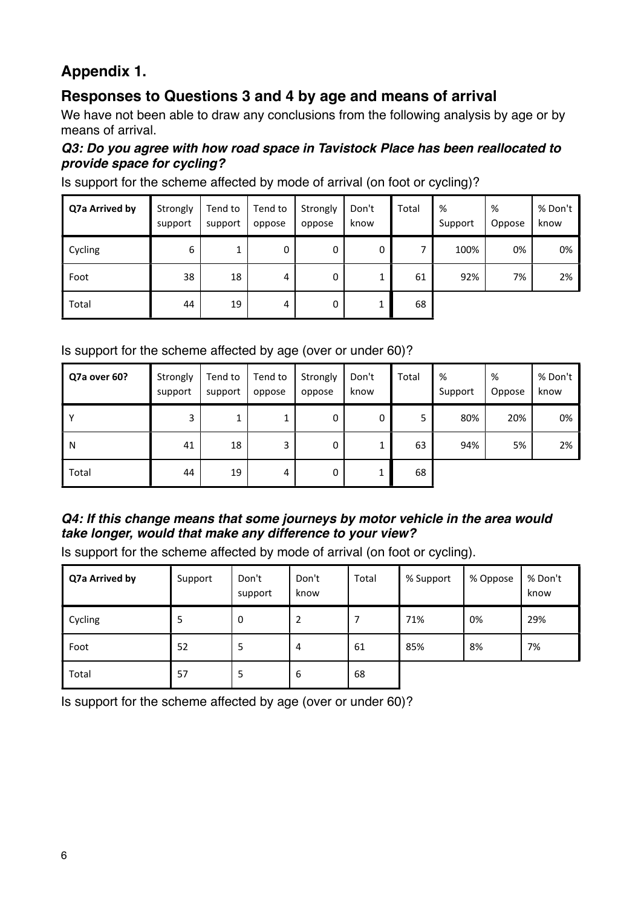## Appendix 1.

## Responses to Questions 3 and 4 by age and means of arrival

We have not been able to draw any conclusions from the following analysis by age or by means of arrival.

***Q3: Do you agree with how road space in Tavistock Place has been reallocated to provide space for cycling?***

Is support for the scheme affected by mode of arrival (on foot or cycling)?

| Q7a Arrived by | Strongly support | Tend to support | Tend to oppose | Strongly oppose | Don't know | Total | % Support | % Oppose | % Don't know |
|---|---|---|---|---|---|---|---|---|---|
| Cycling | 6 | 1 | 0 | 0 | 0 | 7 | 100% | 0% | 0% |
| Foot | 38 | 18 | 4 | 0 | 1 | 61 | 92% | 7% | 2% |
| Total | 44 | 19 | 4 | 0 | 1 | 68 | | | |

Is support for the scheme affected by age (over or under 60)?

| Q7a over 60? | Strongly support | Tend to support | Tend to oppose | Strongly oppose | Don't know | Total | % Support | % Oppose | % Don't know |
|---|---|---|---|---|---|---|---|---|---|
| Y | 3 | 1 | 1 | 0 | 0 | 5 | 80% | 20% | 0% |
| N | 41 | 18 | 3 | 0 | 1 | 63 | 94% | 5% | 2% |
| Total | 44 | 19 | 4 | 0 | 1 | 68 | | | |

***Q4: If this change means that some journeys by motor vehicle in the area would take longer, would that make any difference to your view?***

Is support for the scheme affected by mode of arrival (on foot or cycling).

| Q7a Arrived by | Support | Don't support | Don't know | Total | % Support | % Oppose | % Don't know |
|---|---|---|---|---|---|---|---|
| Cycling | 5 | 0 | 2 | 7 | 71% | 0% | 29% |
| Foot | 52 | 5 | 4 | 61 | 85% | 8% | 7% |
| Total | 57 | 5 | 6 | 68 | | | |

Is support for the scheme affected by age (over or under 60)?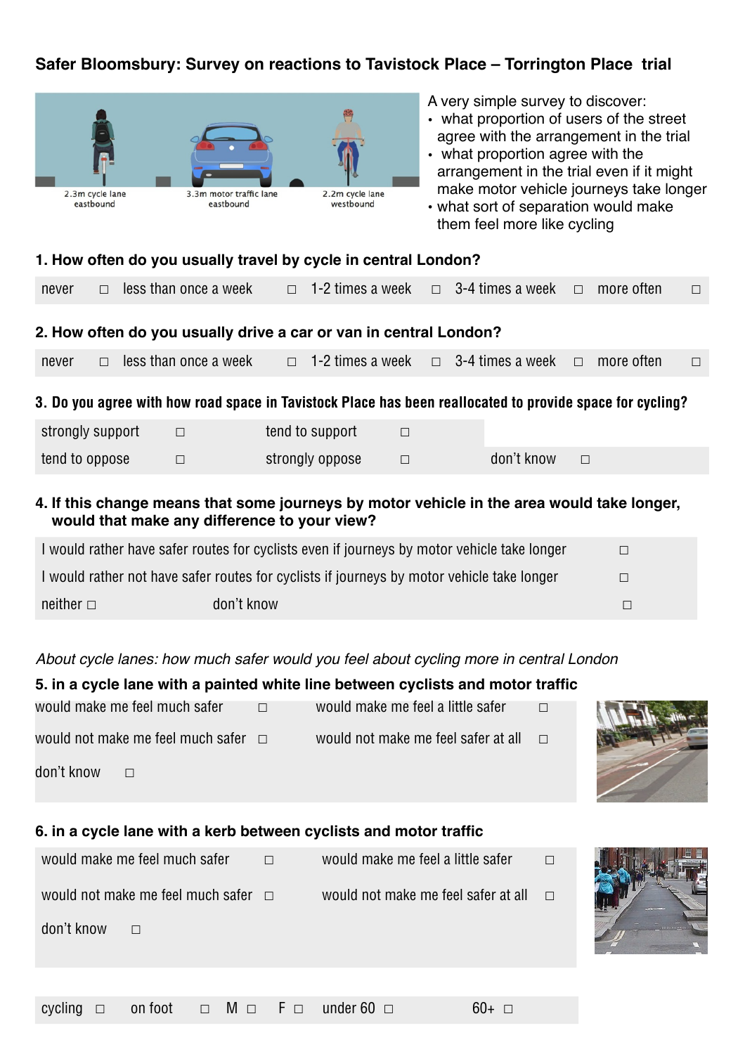## Safer Bloomsbury: Survey on reactions to Tavistock Place – Torrington Place trial

2.3m cycle lane eastbound

3.3m motor traffic lane eastbound

2.2m cycle lane westbound

A very simple survey to discover:

- what proportion of users of the street agree with the arrangement in the trial
- what proportion agree with the arrangement in the trial even if it might make motor vehicle journeys take longer
- what sort of separation would make them feel more like cycling

**1. How often do you usually travel by cycle in central London?**

never ☐ less than once a week ☐ 1-2 times a week ☐ 3-4 times a week ☐ more often ☐

**2. How often do you usually drive a car or van in central London?**

never ☐ less than once a week ☐ 1-2 times a week ☐ 3-4 times a week ☐ more often ☐

**3. Do you agree with how road space in Tavistock Place has been reallocated to provide space for cycling?**

strongly support ☐ tend to support ☐

tend to oppose ☐ strongly oppose ☐ don't know ☐

**4. If this change means that some journeys by motor vehicle in the area would take longer, would that make any difference to your view?**

I would rather have safer routes for cyclists even if journeys by motor vehicle take longer ☐

I would rather not have safer routes for cyclists if journeys by motor vehicle take longer ☐

neither ☐ don't know ☐

*About cycle lanes: how much safer would you feel about cycling more in central London*

**5. in a cycle lane with a painted white line between cyclists and motor traffic**

would make me feel much safer ☐ would make me feel a little safer ☐

would not make me feel much safer ☐ would not make me feel safer at all ☐

don't know ☐

**6. in a cycle lane with a kerb between cyclists and motor traffic**

would make me feel much safer ☐ would make me feel a little safer ☐

would not make me feel much safer ☐ would not make me feel safer at all ☐

don't know ☐

cycling ☐ on foot ☐ M ☐ F ☐ under 60 ☐ 60+ ☐